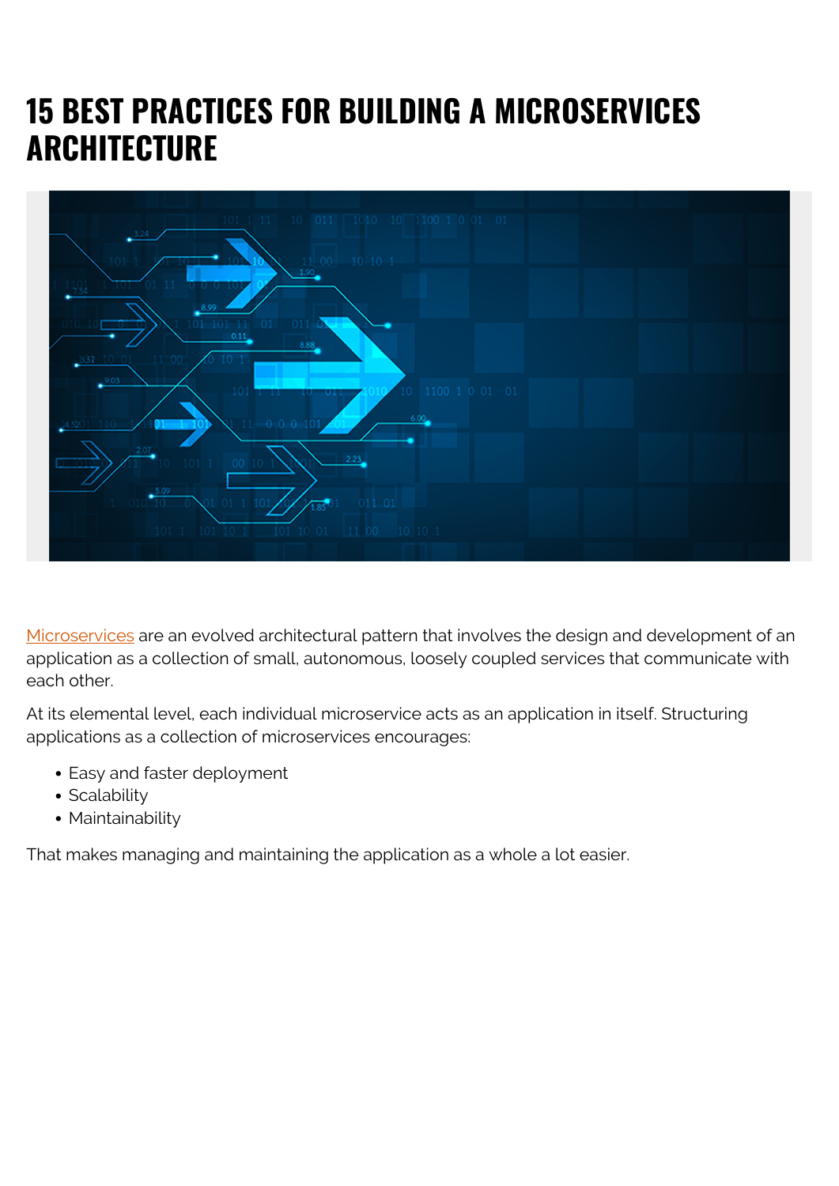# 15 BEST PRACTICES FOR BUILDING A MICROSERVICES ARCHITECTURE

Microservices are an evolved architectural pattern that involves the design and development of an application as a collection of small, autonomous, loosely coupled services that communicate with each other.

At its elemental level, each individual microservice acts as an application in itself. Structuring applications as a collection of microservices encourages:

- Easy and faster deployment
- Scalability
- Maintainability

That makes managing and maintaining the application as a whole a lot easier.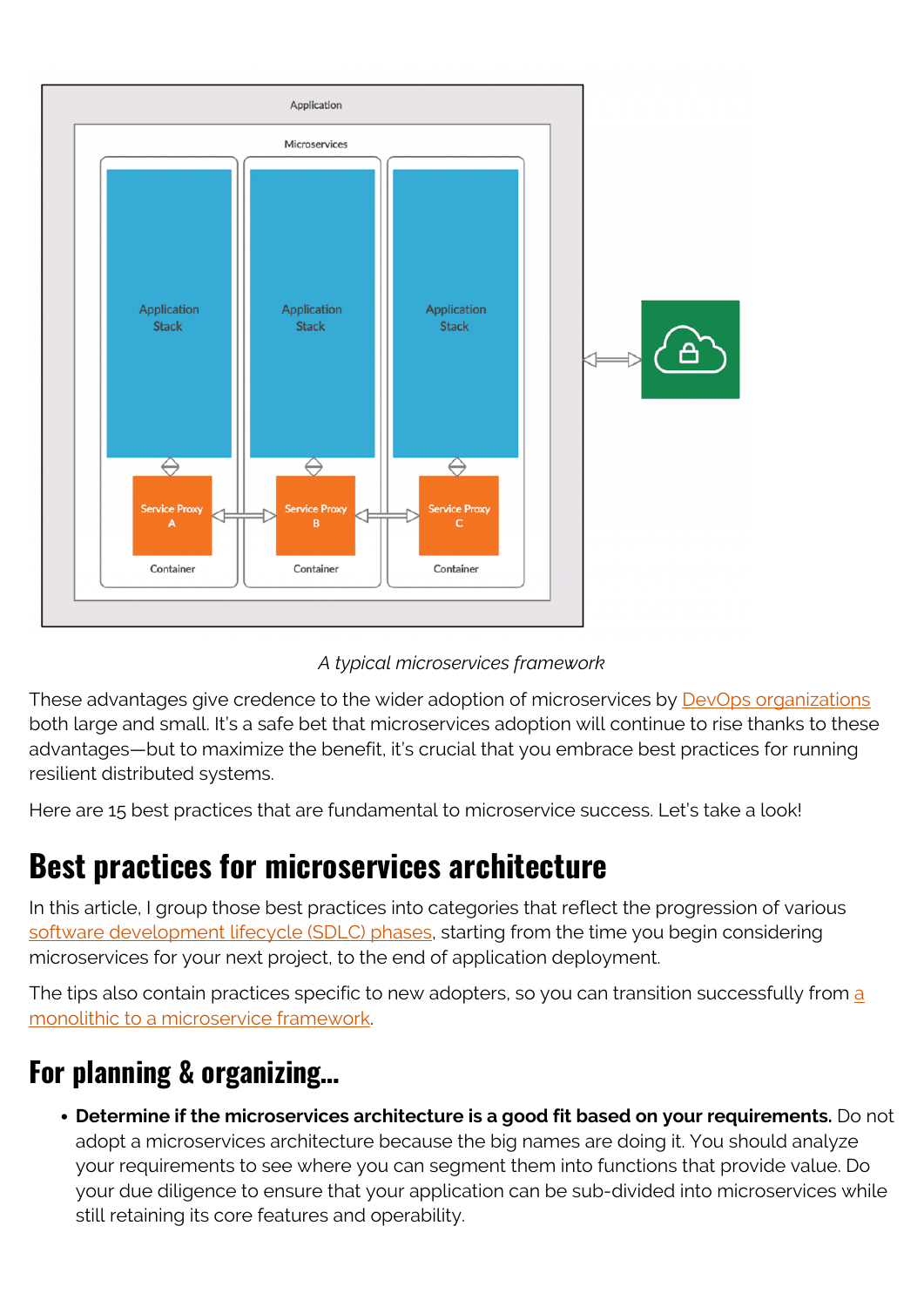*A typical microservices framework*

These advantages give credence to the wider adoption of microservices by [DevOps organizations](#) both large and small. It's a safe bet that microservices adoption will continue to rise thanks to these advantages—but to maximize the benefit, it's crucial that you embrace best practices for running resilient distributed systems.

Here are 15 best practices that are fundamental to microservice success. Let's take a look!

## Best practices for microservices architecture

In this article, I group those best practices into categories that reflect the progression of various [software development lifecycle (SDLC) phases](#), starting from the time you begin considering microservices for your next project, to the end of application deployment.

The tips also contain practices specific to new adopters, so you can transition successfully from [a monolithic to a microservice framework](#).

### For planning & organizing…

- **Determine if the microservices architecture is a good fit based on your requirements.** Do not adopt a microservices architecture because the big names are doing it. You should analyze your requirements to see where you can segment them into functions that provide value. Do your due diligence to ensure that your application can be sub-divided into microservices while still retaining its core features and operability.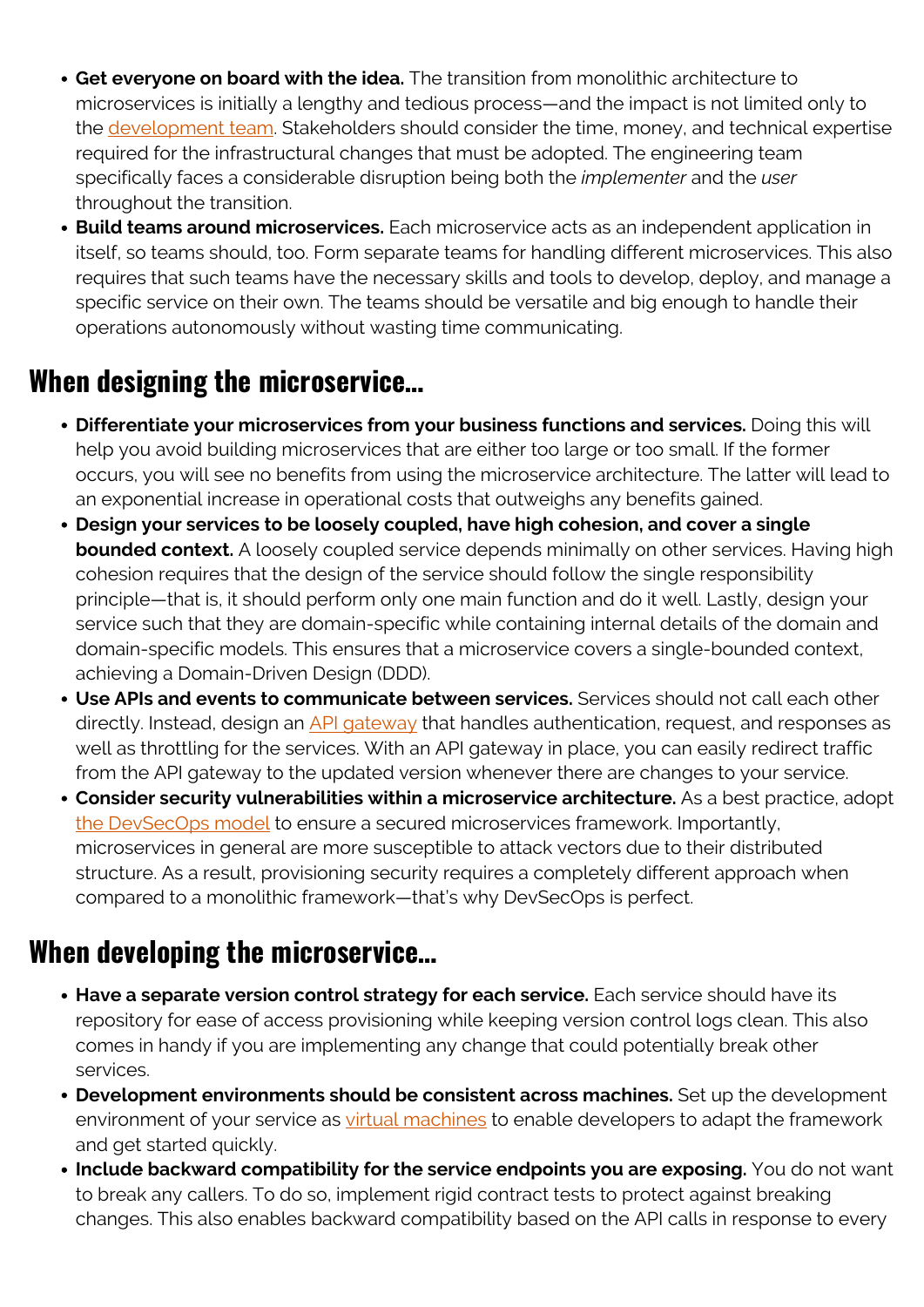- **Get everyone on board with the idea.** The transition from monolithic architecture to microservices is initially a lengthy and tedious process—and the impact is not limited only to the development team. Stakeholders should consider the time, money, and technical expertise required for the infrastructural changes that must be adopted. The engineering team specifically faces a considerable disruption being both the *implementer* and the *user* throughout the transition.
- **Build teams around microservices.** Each microservice acts as an independent application in itself, so teams should, too. Form separate teams for handling different microservices. This also requires that such teams have the necessary skills and tools to develop, deploy, and manage a specific service on their own. The teams should be versatile and big enough to handle their operations autonomously without wasting time communicating.

## When designing the microservice…

- **Differentiate your microservices from your business functions and services.** Doing this will help you avoid building microservices that are either too large or too small. If the former occurs, you will see no benefits from using the microservice architecture. The latter will lead to an exponential increase in operational costs that outweighs any benefits gained.
- **Design your services to be loosely coupled, have high cohesion, and cover a single bounded context.** A loosely coupled service depends minimally on other services. Having high cohesion requires that the design of the service should follow the single responsibility principle—that is, it should perform only one main function and do it well. Lastly, design your service such that they are domain-specific while containing internal details of the domain and domain-specific models. This ensures that a microservice covers a single-bounded context, achieving a Domain-Driven Design (DDD).
- **Use APIs and events to communicate between services.** Services should not call each other directly. Instead, design an API gateway that handles authentication, request, and responses as well as throttling for the services. With an API gateway in place, you can easily redirect traffic from the API gateway to the updated version whenever there are changes to your service.
- **Consider security vulnerabilities within a microservice architecture.** As a best practice, adopt the DevSecOps model to ensure a secured microservices framework. Importantly, microservices in general are more susceptible to attack vectors due to their distributed structure. As a result, provisioning security requires a completely different approach when compared to a monolithic framework—that's why DevSecOps is perfect.

## When developing the microservice…

- **Have a separate version control strategy for each service.** Each service should have its repository for ease of access provisioning while keeping version control logs clean. This also comes in handy if you are implementing any change that could potentially break other services.
- **Development environments should be consistent across machines.** Set up the development environment of your service as virtual machines to enable developers to adapt the framework and get started quickly.
- **Include backward compatibility for the service endpoints you are exposing.** You do not want to break any callers. To do so, implement rigid contract tests to protect against breaking changes. This also enables backward compatibility based on the API calls in response to every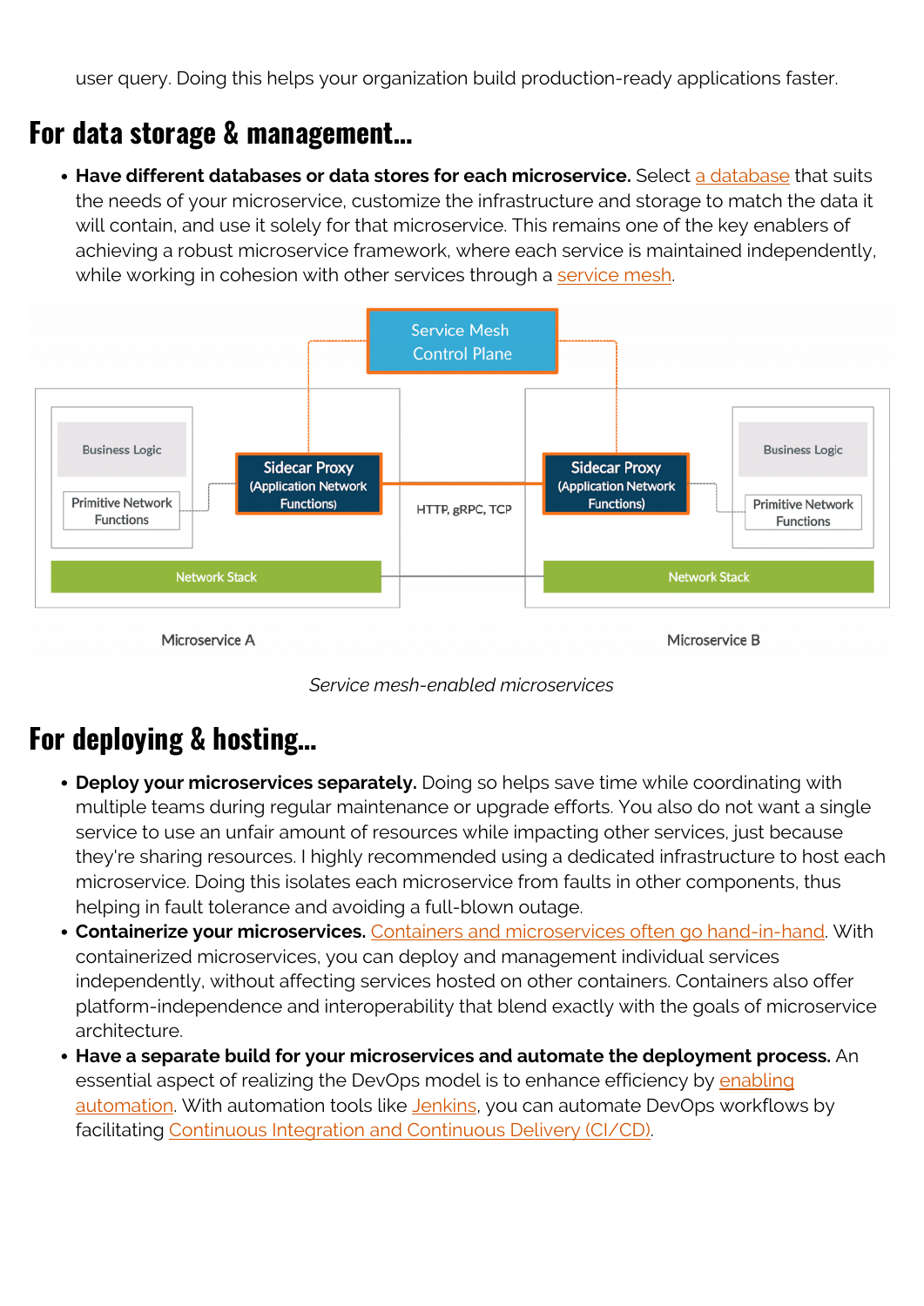user query. Doing this helps your organization build production-ready applications faster.

## For data storage & management...

- **Have different databases or data stores for each microservice.** Select a database that suits the needs of your microservice, customize the infrastructure and storage to match the data it will contain, and use it solely for that microservice. This remains one of the key enablers of achieving a robust microservice framework, where each service is maintained independently, while working in cohesion with other services through a service mesh.

*Service mesh-enabled microservices*

## For deploying & hosting...

- **Deploy your microservices separately.** Doing so helps save time while coordinating with multiple teams during regular maintenance or upgrade efforts. You also do not want a single service to use an unfair amount of resources while impacting other services, just because they're sharing resources. I highly recommended using a dedicated infrastructure to host each microservice. Doing this isolates each microservice from faults in other components, thus helping in fault tolerance and avoiding a full-blown outage.
- **Containerize your microservices.** Containers and microservices often go hand-in-hand. With containerized microservices, you can deploy and management individual services independently, without affecting services hosted on other containers. Containers also offer platform-independence and interoperability that blend exactly with the goals of microservice architecture.
- **Have a separate build for your microservices and automate the deployment process.** An essential aspect of realizing the DevOps model is to enhance efficiency by enabling automation. With automation tools like Jenkins, you can automate DevOps workflows by facilitating Continuous Integration and Continuous Delivery (CI/CD).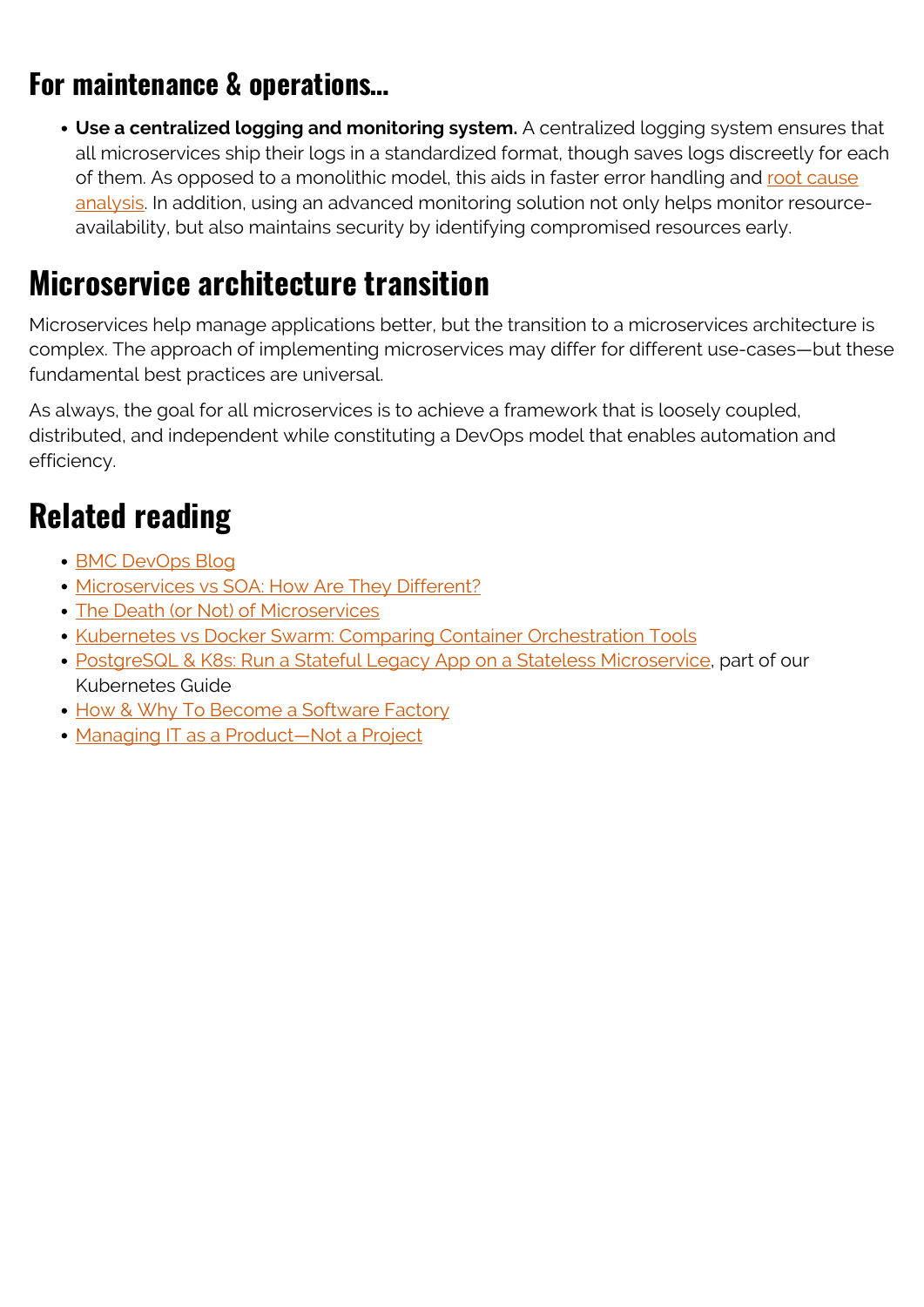## For maintenance & operations…

- **Use a centralized logging and monitoring system.** A centralized logging system ensures that all microservices ship their logs in a standardized format, though saves logs discreetly for each of them. As opposed to a monolithic model, this aids in faster error handling and root cause analysis. In addition, using an advanced monitoring solution not only helps monitor resource-availability, but also maintains security by identifying compromised resources early.

# Microservice architecture transition

Microservices help manage applications better, but the transition to a microservices architecture is complex. The approach of implementing microservices may differ for different use-cases—but these fundamental best practices are universal.

As always, the goal for all microservices is to achieve a framework that is loosely coupled, distributed, and independent while constituting a DevOps model that enables automation and efficiency.

# Related reading

- BMC DevOps Blog
- Microservices vs SOA: How Are They Different?
- The Death (or Not) of Microservices
- Kubernetes vs Docker Swarm: Comparing Container Orchestration Tools
- PostgreSQL & K8s: Run a Stateful Legacy App on a Stateless Microservice, part of our Kubernetes Guide
- How & Why To Become a Software Factory
- Managing IT as a Product—Not a Project